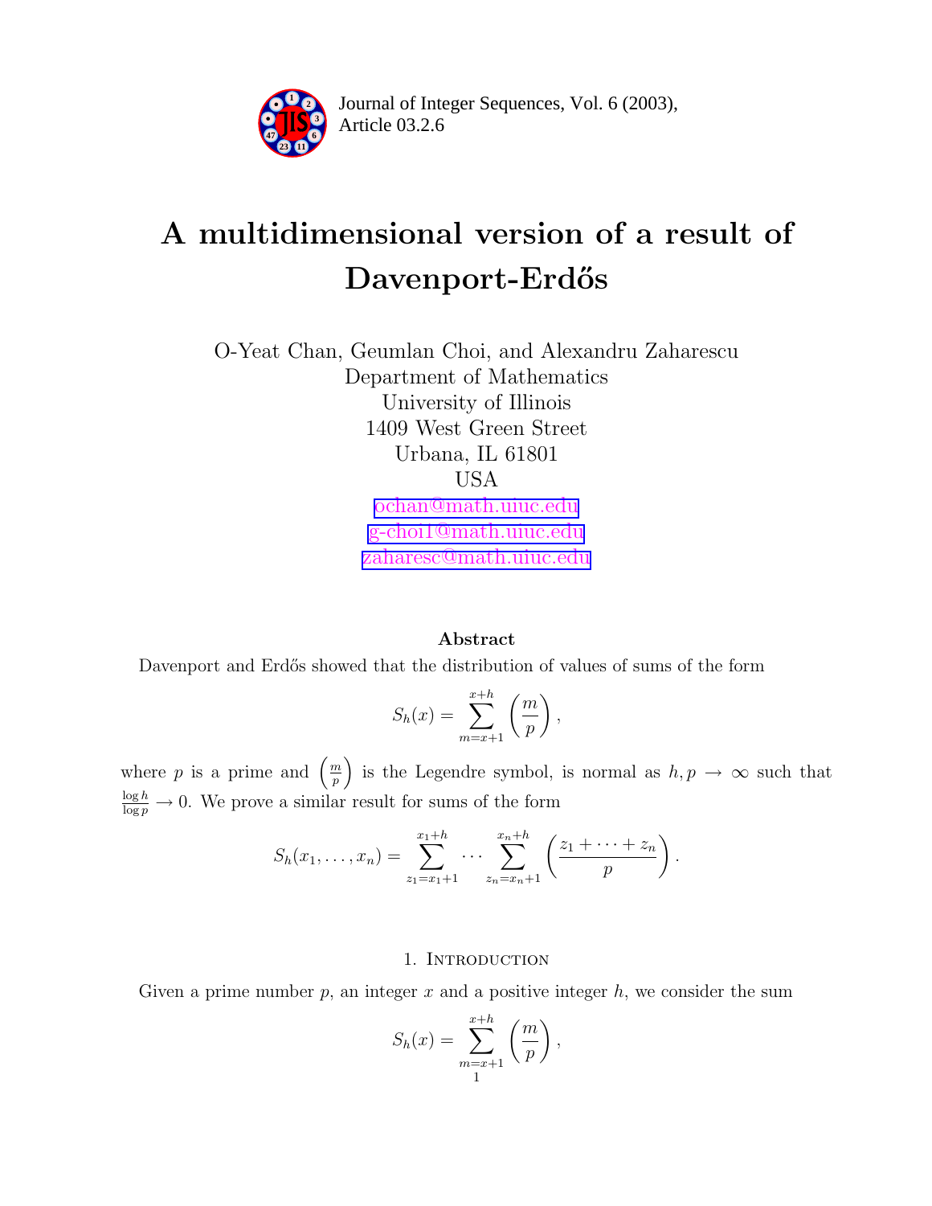Journal of Integer Sequences, Vol. 6 (2003), Article 03.2.6

# A multidimensional version of a result of Davenport-Erdős

O-Yeat Chan, Geumlan Choi, and Alexandru Zaharescu
Department of Mathematics
University of Illinois
1409 West Green Street
Urbana, IL 61801
USA
ochan@math.uiuc.edu
g-choi1@math.uiuc.edu
zaharesc@math.uiuc.edu

### Abstract

Davenport and Erdős showed that the distribution of values of sums of the form

$$S_h(x) = \sum_{m=x+1}^{x+h} \left(\frac{m}{p}\right),$$

where $p$ is a prime and $\left(\frac{m}{p}\right)$ is the Legendre symbol, is normal as $h, p \to \infty$ such that $\frac{\log h}{\log p} \to 0$. We prove a similar result for sums of the form

$$S_h(x_1, \ldots, x_n) = \sum_{z_1=x_1+1}^{x_1+h} \cdots \sum_{z_n=x_n+1}^{x_n+h} \left(\frac{z_1 + \cdots + z_n}{p}\right).$$

## 1. Introduction

Given a prime number $p$, an integer $x$ and a positive integer $h$, we consider the sum

$$S_h(x) = \sum_{m=x+1}^{x+h} \left(\frac{m}{p}\right),$$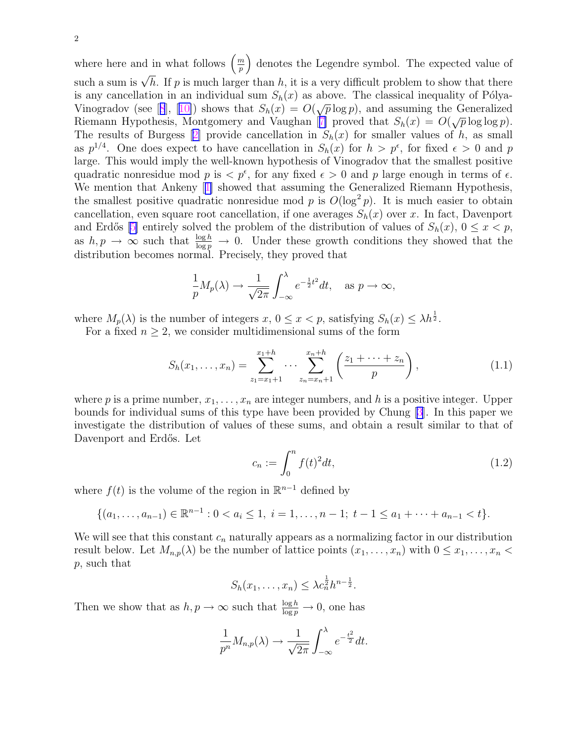where here and in what follows $\left(\frac{m}{p}\right)$ denotes the Legendre symbol. The expected value of such a sum is $\sqrt{h}$. If $p$ is much larger than $h$, it is a very difficult problem to show that there is any cancellation in an individual sum $S_h(x)$ as above. The classical inequality of Pólya-Vinogradov (see [8], [10]) shows that $S_h(x) = O(\sqrt{p}\log p)$, and assuming the Generalized Riemann Hypothesis, Montgomery and Vaughan [7] proved that $S_h(x) = O(\sqrt{p}\log\log p)$. The results of Burgess [2] provide cancellation in $S_h(x)$ for smaller values of $h$, as small as $p^{1/4}$. One does expect to have cancellation in $S_h(x)$ for $h > p^{\epsilon}$, for fixed $\epsilon > 0$ and $p$ large. This would imply the well-known hypothesis of Vinogradov that the smallest positive quadratic nonresidue mod $p$ is $< p^{\epsilon}$, for any fixed $\epsilon > 0$ and $p$ large enough in terms of $\epsilon$. We mention that Ankeny [1] showed that assuming the Generalized Riemann Hypothesis, the smallest positive quadratic nonresidue mod $p$ is $O(\log^2 p)$. It is much easier to obtain cancellation, even square root cancellation, if one averages $S_h(x)$ over $x$. In fact, Davenport and Erdős [5] entirely solved the problem of the distribution of values of $S_h(x)$, $0 \le x < p$, as $h, p \to \infty$ such that $\frac{\log h}{\log p} \to 0$. Under these growth conditions they showed that the distribution becomes normal. Precisely, they proved that

$$\frac{1}{p}M_p(\lambda) \to \frac{1}{\sqrt{2\pi}}\int_{-\infty}^{\lambda} e^{-\frac{1}{2}t^2}dt, \quad \text{as } p \to \infty,$$

where $M_p(\lambda)$ is the number of integers $x$, $0 \le x < p$, satisfying $S_h(x) \le \lambda h^{\frac{1}{2}}$.

For a fixed $n \ge 2$, we consider multidimensional sums of the form

$$S_h(x_1, \ldots, x_n) = \sum_{z_1 = x_1+1}^{x_1+h} \cdots \sum_{z_n = x_n+1}^{x_n+h} \left(\frac{z_1 + \cdots + z_n}{p}\right), \tag{1.1}$$

where $p$ is a prime number, $x_1, \ldots, x_n$ are integer numbers, and $h$ is a positive integer. Upper bounds for individual sums of this type have been provided by Chung [3]. In this paper we investigate the distribution of values of these sums, and obtain a result similar to that of Davenport and Erdős. Let

$$c_n := \int_0^n f(t)^2 dt, \tag{1.2}$$

where $f(t)$ is the volume of the region in $\mathbb{R}^{n-1}$ defined by

$$\{(a_1, \ldots, a_{n-1}) \in \mathbb{R}^{n-1} : 0 < a_i \le 1,\ i = 1, \ldots, n-1;\ t-1 \le a_1 + \cdots + a_{n-1} < t\}.$$

We will see that this constant $c_n$ naturally appears as a normalizing factor in our distribution result below. Let $M_{n,p}(\lambda)$ be the number of lattice points $(x_1, \ldots, x_n)$ with $0 \le x_1, \ldots, x_n < p$, such that

$$S_h(x_1, \ldots, x_n) \le \lambda c_n^{\frac{1}{2}} h^{n-\frac{1}{2}}.$$

Then we show that as $h, p \to \infty$ such that $\frac{\log h}{\log p} \to 0$, one has

$$\frac{1}{p^n}M_{n,p}(\lambda) \to \frac{1}{\sqrt{2\pi}}\int_{-\infty}^{\lambda} e^{-\frac{t^2}{2}}dt.$$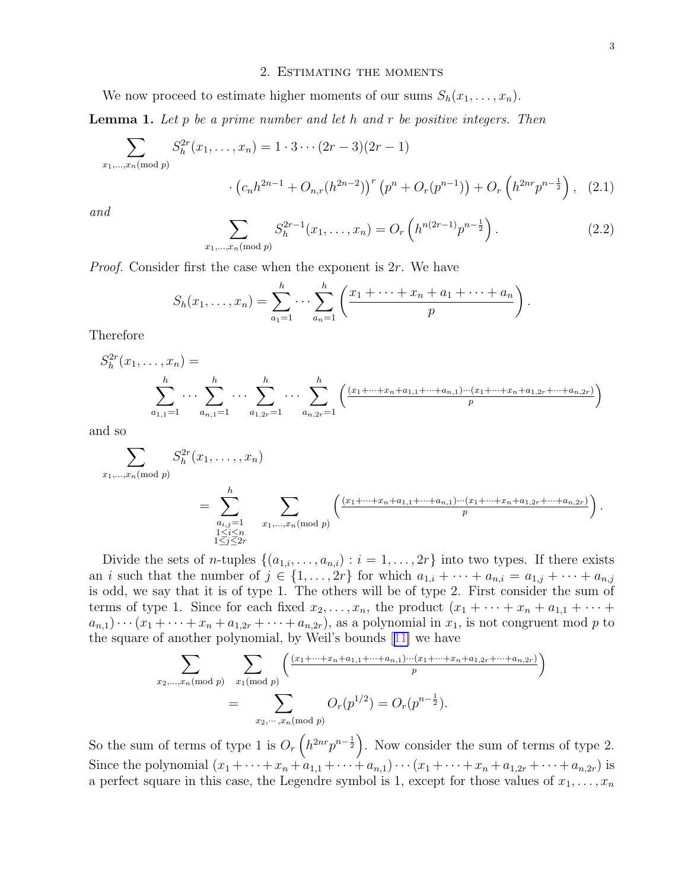## 2. Estimating the moments

We now proceed to estimate higher moments of our sums $S_h(x_1, \dots, x_n)$.

**Lemma 1.** *Let $p$ be a prime number and let $h$ and $r$ be positive integers. Then*

$$\sum_{x_1,\dots,x_n \pmod p} S_h^{2r}(x_1,\dots,x_n) = 1 \cdot 3 \cdots (2r-3)(2r-1)$$

$$\cdot \left(c_n h^{2n-1} + O_{n,r}(h^{2n-2})\right)^r \left(p^n + O_r(p^{n-1})\right) + O_r\left(h^{2nr} p^{n-\frac{1}{2}}\right), \quad (2.1)$$

*and*

$$\sum_{x_1,\dots,x_n \pmod p} S_h^{2r-1}(x_1,\dots,x_n) = O_r\left(h^{n(2r-1)} p^{n-\frac{1}{2}}\right). \quad (2.2)$$

*Proof.* Consider first the case when the exponent is $2r$. We have

$$S_h(x_1,\dots,x_n) = \sum_{a_1=1}^{h} \cdots \sum_{a_n=1}^{h} \left(\frac{x_1+\cdots+x_n+a_1+\cdots+a_n}{p}\right).$$

Therefore

$$S_h^{2r}(x_1,\dots,x_n) =$$
$$\sum_{a_{1,1}=1}^{h} \cdots \sum_{a_{n,1}=1}^{h} \cdots \sum_{a_{1,2r}=1}^{h} \cdots \sum_{a_{n,2r}=1}^{h} \left(\frac{(x_1+\cdots+x_n+a_{1,1}+\cdots+a_{n,1})\cdots(x_1+\cdots+x_n+a_{1,2r}+\cdots+a_{n,2r})}{p}\right)$$

and so

$$\sum_{x_1,\dots,x_n \pmod p} S_h^{2r}(x_1,\dots,x_n)$$
$$= \sum_{\substack{a_{i,j}=1 \\ 1\le i\le n \\ 1\le j\le 2r}}^{h} \sum_{x_1,\dots,x_n \pmod p} \left(\frac{(x_1+\cdots+x_n+a_{1,1}+\cdots+a_{n,1})\cdots(x_1+\cdots+x_n+a_{1,2r}+\cdots+a_{n,2r})}{p}\right).$$

Divide the sets of $n$-tuples $\{(a_{1,i},\dots,a_{n,i}) : i = 1,\dots,2r\}$ into two types. If there exists an $i$ such that the number of $j \in \{1,\dots,2r\}$ for which $a_{1,i}+\cdots+a_{n,i} = a_{1,j}+\cdots+a_{n,j}$ is odd, we say that it is of type 1. The others will be of type 2. First consider the sum of terms of type 1. Since for each fixed $x_2,\dots,x_n$, the product $(x_1+\cdots+x_n+a_{1,1}+\cdots+a_{n,1})\cdots(x_1+\cdots+x_n+a_{1,2r}+\cdots+a_{n,2r})$, as a polynomial in $x_1$, is not congruent mod $p$ to the square of another polynomial, by Weil's bounds [11] we have

$$\sum_{x_2,\dots,x_n \pmod p} \sum_{x_1 \pmod p} \left(\frac{(x_1+\cdots+x_n+a_{1,1}+\cdots+a_{n,1})\cdots(x_1+\cdots+x_n+a_{1,2r}+\cdots+a_{n,2r})}{p}\right)$$
$$= \sum_{x_2,\cdots,x_n \pmod p} O_r(p^{1/2}) = O_r(p^{n-\frac{1}{2}}).$$

So the sum of terms of type 1 is $O_r\left(h^{2nr}p^{n-\frac{1}{2}}\right)$. Now consider the sum of terms of type 2. Since the polynomial $(x_1+\cdots+x_n+a_{1,1}+\cdots+a_{n,1})\cdots(x_1+\cdots+x_n+a_{1,2r}+\cdots+a_{n,2r})$ is a perfect square in this case, the Legendre symbol is 1, except for those values of $x_1,\dots,x_n$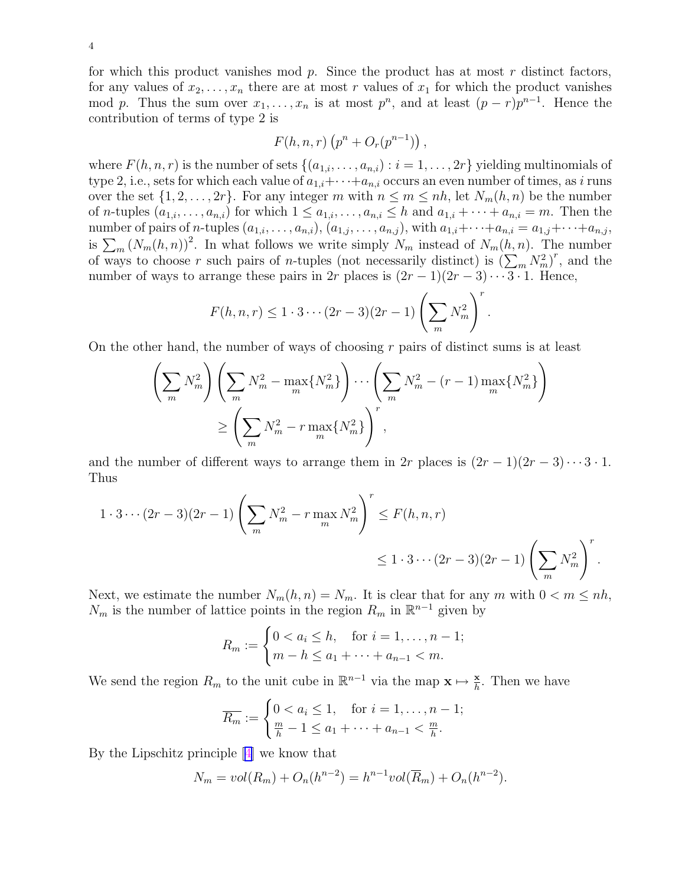for which this product vanishes mod $p$. Since the product has at most $r$ distinct factors, for any values of $x_2, \ldots, x_n$ there are at most $r$ values of $x_1$ for which the product vanishes mod $p$. Thus the sum over $x_1, \ldots, x_n$ is at most $p^n$, and at least $(p-r)p^{n-1}$. Hence the contribution of terms of type 2 is

$$F(h,n,r)\left(p^n + O_r(p^{n-1})\right),$$

where $F(h,n,r)$ is the number of sets $\{(a_{1,i}, \ldots, a_{n,i}) : i = 1, \ldots, 2r\}$ yielding multinomials of type 2, i.e., sets for which each value of $a_{1,i} + \cdots + a_{n,i}$ occurs an even number of times, as $i$ runs over the set $\{1, 2, \ldots, 2r\}$. For any integer $m$ with $n \leq m \leq nh$, let $N_m(h,n)$ be the number of $n$-tuples $(a_{1,i}, \ldots, a_{n,i})$ for which $1 \leq a_{1,i}, \ldots, a_{n,i} \leq h$ and $a_{1,i} + \cdots + a_{n,i} = m$. Then the number of pairs of $n$-tuples $(a_{1,i}, \ldots, a_{n,i})$, $(a_{1,j}, \ldots, a_{n,j})$, with $a_{1,i} + \cdots + a_{n,i} = a_{1,j} + \cdots + a_{n,j}$, is $\sum_m (N_m(h,n))^2$. In what follows we write simply $N_m$ instead of $N_m(h,n)$. The number of ways to choose $r$ such pairs of $n$-tuples (not necessarily distinct) is $\left(\sum_m N_m^2\right)^r$, and the number of ways to arrange these pairs in $2r$ places is $(2r-1)(2r-3)\cdots 3 \cdot 1$. Hence,

$$F(h,n,r) \leq 1 \cdot 3 \cdots (2r-3)(2r-1)\left(\sum_m N_m^2\right)^r.$$

On the other hand, the number of ways of choosing $r$ pairs of distinct sums is at least

$$\left(\sum_m N_m^2\right)\left(\sum_m N_m^2 - \max_m\{N_m^2\}\right)\cdots\left(\sum_m N_m^2 - (r-1)\max_m\{N_m^2\}\right)$$
$$\geq \left(\sum_m N_m^2 - r\max_m\{N_m^2\}\right)^r,$$

and the number of different ways to arrange them in $2r$ places is $(2r-1)(2r-3)\cdots 3 \cdot 1$. Thus

$$1 \cdot 3 \cdots (2r-3)(2r-1)\left(\sum_m N_m^2 - r\max_m N_m^2\right)^r \leq F(h,n,r)$$
$$\leq 1 \cdot 3 \cdots (2r-3)(2r-1)\left(\sum_m N_m^2\right)^r.$$

Next, we estimate the number $N_m(h,n) = N_m$. It is clear that for any $m$ with $0 < m \leq nh$, $N_m$ is the number of lattice points in the region $R_m$ in $\mathbb{R}^{n-1}$ given by

$$R_m := \begin{cases} 0 < a_i \leq h, & \text{for } i = 1, \ldots, n-1; \\ m - h \leq a_1 + \cdots + a_{n-1} < m. \end{cases}$$

We send the region $R_m$ to the unit cube in $\mathbb{R}^{n-1}$ via the map $\mathbf{x} \mapsto \frac{\mathbf{x}}{h}$. Then we have

$$\overline{R_m} := \begin{cases} 0 < a_i \leq 1, & \text{for } i = 1, \ldots, n-1; \\ \frac{m}{h} - 1 \leq a_1 + \cdots + a_{n-1} < \frac{m}{h}. \end{cases}$$

By the Lipschitz principle [4] we know that

$$N_m = vol(R_m) + O_n(h^{n-2}) = h^{n-1} vol(\overline{R}_m) + O_n(h^{n-2}).$$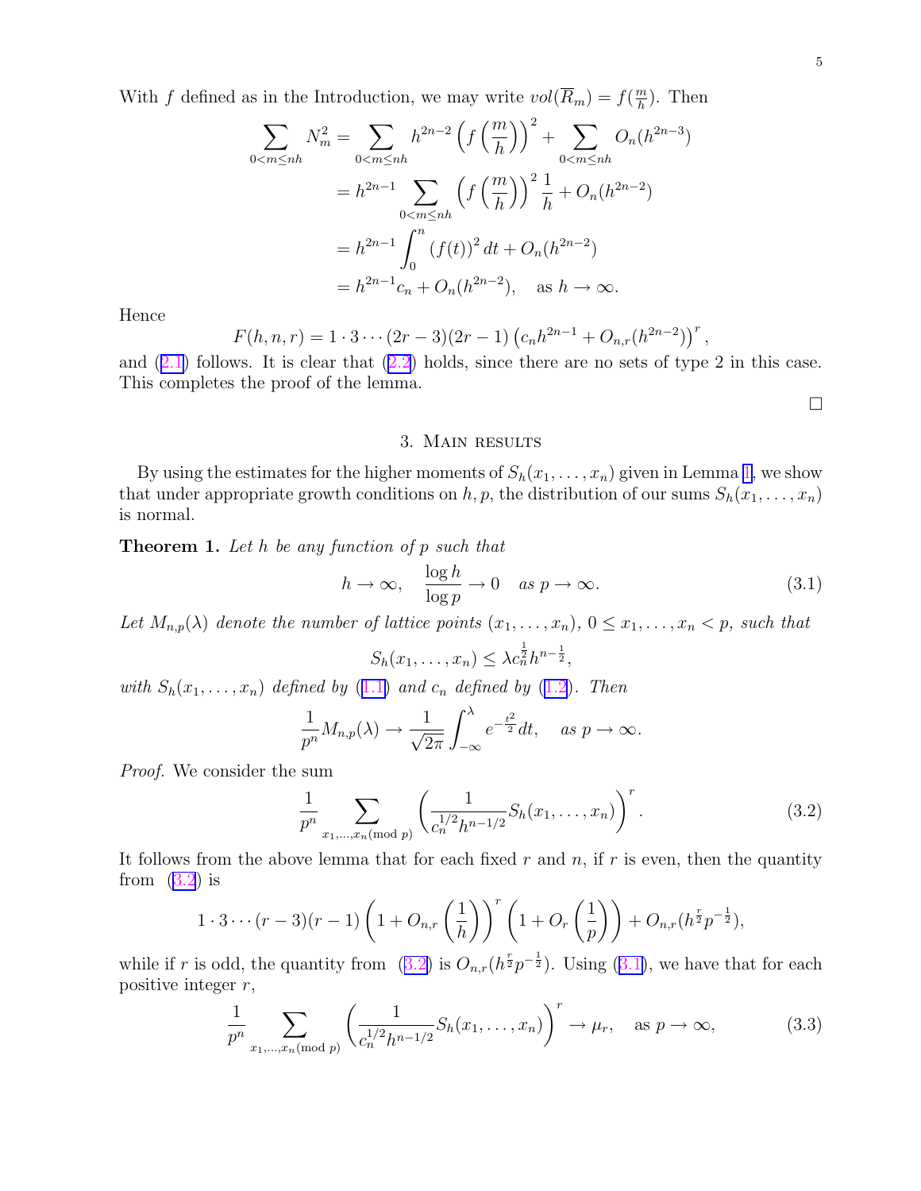With $f$ defined as in the Introduction, we may write $vol(\overline{R}_m) = f(\frac{m}{h})$. Then

$$
\begin{aligned}
\sum_{0<m\leq nh} N_m^2 &= \sum_{0<m\leq nh} h^{2n-2}\left(f\left(\frac{m}{h}\right)\right)^2 + \sum_{0<m\leq nh} O_n(h^{2n-3}) \\
&= h^{2n-1}\sum_{0<m\leq nh}\left(f\left(\frac{m}{h}\right)\right)^2\frac{1}{h} + O_n(h^{2n-2}) \\
&= h^{2n-1}\int_0^n (f(t))^2\,dt + O_n(h^{2n-2}) \\
&= h^{2n-1}c_n + O_n(h^{2n-2}), \quad \text{as } h\to\infty.
\end{aligned}
$$

Hence

$$
F(h,n,r) = 1\cdot 3\cdots(2r-3)(2r-1)\left(c_n h^{2n-1} + O_{n,r}(h^{2n-2})\right)^r,
$$

and (2.1) follows. It is clear that (2.2) holds, since there are no sets of type 2 in this case. This completes the proof of the lemma.

□

## 3. Main results

By using the estimates for the higher moments of $S_h(x_1,\dots,x_n)$ given in Lemma 1, we show that under appropriate growth conditions on $h, p$, the distribution of our sums $S_h(x_1,\dots,x_n)$ is normal.

**Theorem 1.** *Let $h$ be any function of $p$ such that*

$$
h\to\infty, \quad \frac{\log h}{\log p}\to 0 \quad \text{as } p\to\infty. \tag{3.1}
$$

*Let $M_{n,p}(\lambda)$ denote the number of lattice points $(x_1,\dots,x_n)$, $0\leq x_1,\dots,x_n<p$, such that*

$$
S_h(x_1,\dots,x_n)\leq \lambda c_n^{\frac{1}{2}} h^{n-\frac{1}{2}},
$$

*with $S_h(x_1,\dots,x_n)$ defined by (1.1) and $c_n$ defined by (1.2). Then*

$$
\frac{1}{p^n}M_{n,p}(\lambda)\to\frac{1}{\sqrt{2\pi}}\int_{-\infty}^{\lambda} e^{-\frac{t^2}{2}}\,dt, \quad \text{as } p\to\infty.
$$

*Proof.* We consider the sum

$$
\frac{1}{p^n}\sum_{x_1,\dots,x_n (\mathrm{mod}\ p)}\left(\frac{1}{c_n^{1/2}h^{n-1/2}}S_h(x_1,\dots,x_n)\right)^r. \tag{3.2}
$$

It follows from the above lemma that for each fixed $r$ and $n$, if $r$ is even, then the quantity from (3.2) is

$$
1\cdot 3\cdots(r-3)(r-1)\left(1+O_{n,r}\left(\frac{1}{h}\right)\right)^r\left(1+O_r\left(\frac{1}{p}\right)\right) + O_{n,r}(h^{\frac{r}{2}}p^{-\frac{1}{2}}),
$$

while if $r$ is odd, the quantity from (3.2) is $O_{n,r}(h^{\frac{r}{2}}p^{-\frac{1}{2}})$. Using (3.1), we have that for each positive integer $r$,

$$
\frac{1}{p^n}\sum_{x_1,\dots,x_n (\mathrm{mod}\ p)}\left(\frac{1}{c_n^{1/2}h^{n-1/2}}S_h(x_1,\dots,x_n)\right)^r\to\mu_r, \quad \text{as } p\to\infty, \tag{3.3}
$$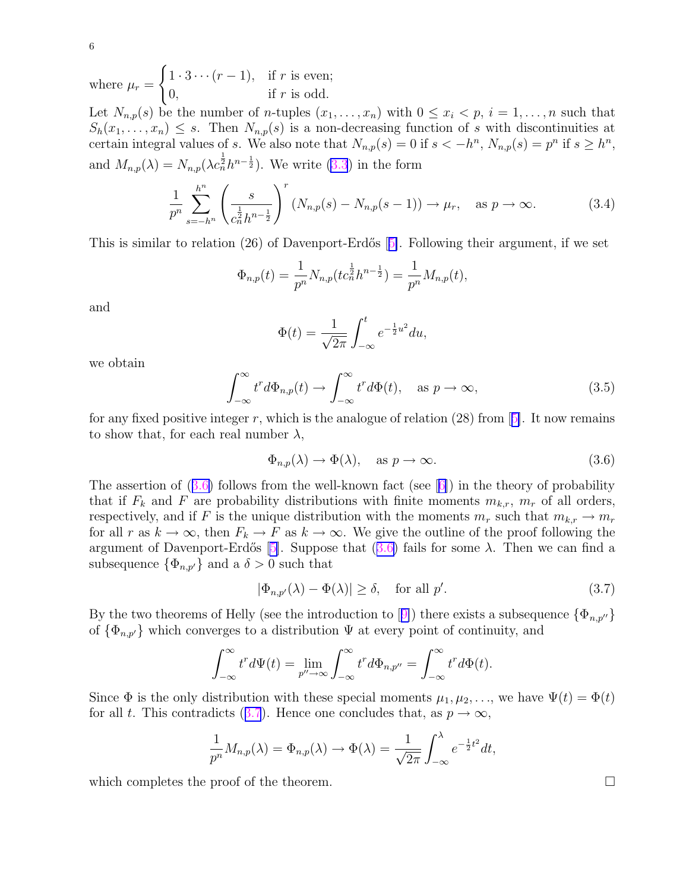where $\mu_r = \begin{cases} 1 \cdot 3 \cdots (r-1), & \text{if } r \text{ is even;} \\ 0, & \text{if } r \text{ is odd.} \end{cases}$

Let $N_{n,p}(s)$ be the number of $n$-tuples $(x_1, \ldots, x_n)$ with $0 \le x_i < p$, $i = 1, \ldots, n$ such that $S_h(x_1, \ldots, x_n) \le s$. Then $N_{n,p}(s)$ is a non-decreasing function of $s$ with discontinuities at certain integral values of $s$. We also note that $N_{n,p}(s) = 0$ if $s < -h^n$, $N_{n,p}(s) = p^n$ if $s \ge h^n$, and $M_{n,p}(\lambda) = N_{n,p}(\lambda c_n^{\frac{1}{2}} h^{n-\frac{1}{2}})$. We write (3.3) in the form

$$\frac{1}{p^n} \sum_{s=-h^n}^{h^n} \left( \frac{s}{c_n^{\frac{1}{2}} h^{n-\frac{1}{2}}} \right)^r (N_{n,p}(s) - N_{n,p}(s-1)) \to \mu_r, \quad \text{as } p \to \infty. \tag{3.4}$$

This is similar to relation (26) of Davenport-Erdős [5]. Following their argument, if we set

$$\Phi_{n,p}(t) = \frac{1}{p^n} N_{n,p}(t c_n^{\frac{1}{2}} h^{n-\frac{1}{2}}) = \frac{1}{p^n} M_{n,p}(t),$$

and

$$\Phi(t) = \frac{1}{\sqrt{2\pi}} \int_{-\infty}^{t} e^{-\frac{1}{2}u^2} du,$$

we obtain

$$\int_{-\infty}^{\infty} t^r d\Phi_{n,p}(t) \to \int_{-\infty}^{\infty} t^r d\Phi(t), \quad \text{as } p \to \infty, \tag{3.5}$$

for any fixed positive integer $r$, which is the analogue of relation (28) from [5]. It now remains to show that, for each real number $\lambda$,

$$\Phi_{n,p}(\lambda) \to \Phi(\lambda), \quad \text{as } p \to \infty. \tag{3.6}$$

The assertion of (3.6) follows from the well-known fact (see [6]) in the theory of probability that if $F_k$ and $F$ are probability distributions with finite moments $m_{k,r}$, $m_r$ of all orders, respectively, and if $F$ is the unique distribution with the moments $m_r$ such that $m_{k,r} \to m_r$ for all $r$ as $k \to \infty$, then $F_k \to F$ as $k \to \infty$. We give the outline of the proof following the argument of Davenport-Erdős [5]. Suppose that (3.6) fails for some $\lambda$. Then we can find a subsequence $\{\Phi_{n,p'}\}$ and a $\delta > 0$ such that

$$|\Phi_{n,p'}(\lambda) - \Phi(\lambda)| \ge \delta, \quad \text{for all } p'. \tag{3.7}$$

By the two theorems of Helly (see the introduction to [9]) there exists a subsequence $\{\Phi_{n,p''}\}$ of $\{\Phi_{n,p'}\}$ which converges to a distribution $\Psi$ at every point of continuity, and

$$\int_{-\infty}^{\infty} t^r d\Psi(t) = \lim_{p'' \to \infty} \int_{-\infty}^{\infty} t^r d\Phi_{n,p''} = \int_{-\infty}^{\infty} t^r d\Phi(t).$$

Since $\Phi$ is the only distribution with these special moments $\mu_1, \mu_2, \ldots$, we have $\Psi(t) = \Phi(t)$ for all $t$. This contradicts (3.7). Hence one concludes that, as $p \to \infty$,

$$\frac{1}{p^n} M_{n,p}(\lambda) = \Phi_{n,p}(\lambda) \to \Phi(\lambda) = \frac{1}{\sqrt{2\pi}} \int_{-\infty}^{\lambda} e^{-\frac{1}{2}t^2} dt,$$

which completes the proof of the theorem. □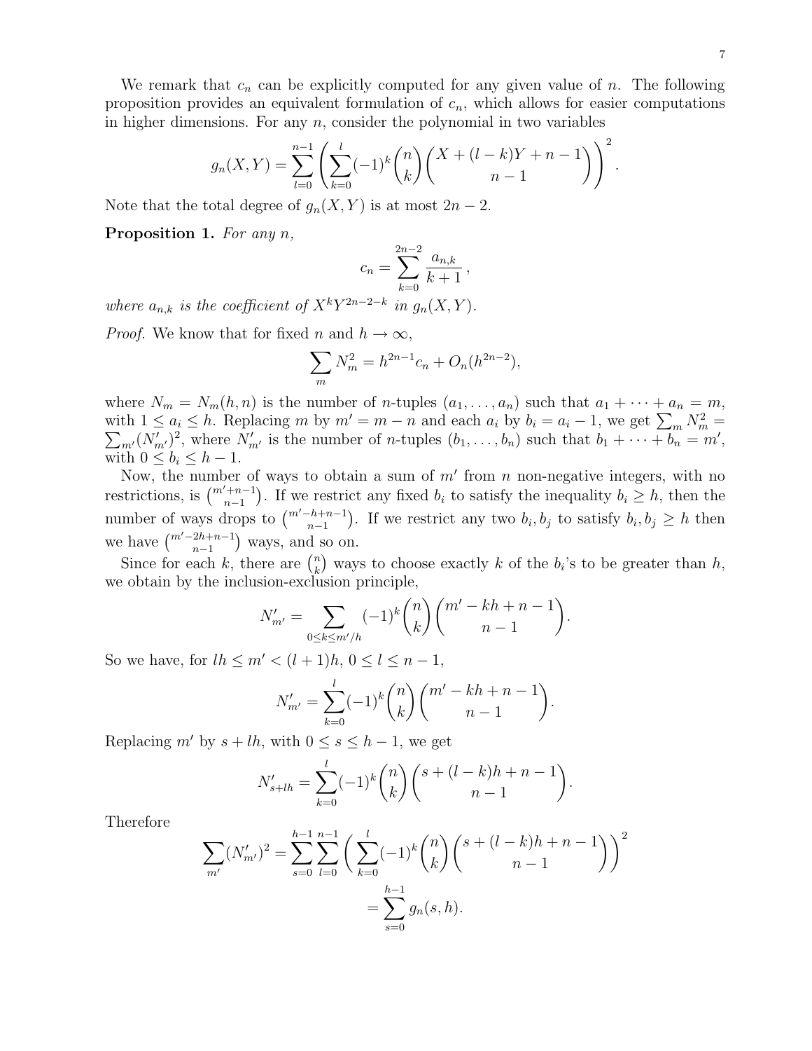We remark that $c_n$ can be explicitly computed for any given value of $n$. The following proposition provides an equivalent formulation of $c_n$, which allows for easier computations in higher dimensions. For any $n$, consider the polynomial in two variables

$$g_n(X,Y) = \sum_{l=0}^{n-1} \left( \sum_{k=0}^{l} (-1)^k \binom{n}{k} \binom{X + (l-k)Y + n - 1}{n-1} \right)^2.$$

Note that the total degree of $g_n(X,Y)$ is at most $2n-2$.

**Proposition 1.** *For any $n$,*

$$c_n = \sum_{k=0}^{2n-2} \frac{a_{n,k}}{k+1},$$

*where $a_{n,k}$ is the coefficient of $X^k Y^{2n-2-k}$ in $g_n(X,Y)$.*

*Proof.* We know that for fixed $n$ and $h \to \infty$,

$$\sum_m N_m^2 = h^{2n-1} c_n + O_n(h^{2n-2}),$$

where $N_m = N_m(h,n)$ is the number of $n$-tuples $(a_1, \dots, a_n)$ such that $a_1 + \cdots + a_n = m$, with $1 \le a_i \le h$. Replacing $m$ by $m' = m - n$ and each $a_i$ by $b_i = a_i - 1$, we get $\sum_m N_m^2 = \sum_{m'} (N'_{m'})^2$, where $N'_{m'}$ is the number of $n$-tuples $(b_1, \dots, b_n)$ such that $b_1 + \cdots + b_n = m'$, with $0 \le b_i \le h-1$.

Now, the number of ways to obtain a sum of $m'$ from $n$ non-negative integers, with no restrictions, is $\binom{m'+n-1}{n-1}$. If we restrict any fixed $b_i$ to satisfy the inequality $b_i \ge h$, then the number of ways drops to $\binom{m'-h+n-1}{n-1}$. If we restrict any two $b_i, b_j$ to satisfy $b_i, b_j \ge h$ then we have $\binom{m'-2h+n-1}{n-1}$ ways, and so on.

Since for each $k$, there are $\binom{n}{k}$ ways to choose exactly $k$ of the $b_i$'s to be greater than $h$, we obtain by the inclusion-exclusion principle,

$$N'_{m'} = \sum_{0 \le k \le m'/h} (-1)^k \binom{n}{k} \binom{m' - kh + n - 1}{n-1}.$$

So we have, for $lh \le m' < (l+1)h$, $0 \le l \le n-1$,

$$N'_{m'} = \sum_{k=0}^{l} (-1)^k \binom{n}{k} \binom{m' - kh + n - 1}{n-1}.$$

Replacing $m'$ by $s + lh$, with $0 \le s \le h-1$, we get

$$N'_{s+lh} = \sum_{k=0}^{l} (-1)^k \binom{n}{k} \binom{s + (l-k)h + n - 1}{n-1}.$$

Therefore

$$\begin{aligned}
\sum_{m'} (N'_{m'})^2 &= \sum_{s=0}^{h-1} \sum_{l=0}^{n-1} \left( \sum_{k=0}^{l} (-1)^k \binom{n}{k} \binom{s + (l-k)h + n - 1}{n-1} \right)^2 \\
&= \sum_{s=0}^{h-1} g_n(s,h).
\end{aligned}$$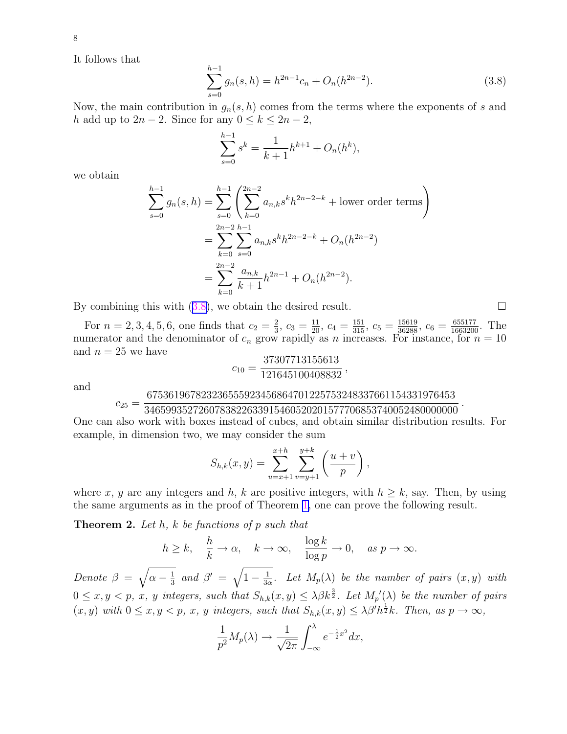It follows that

$$\sum_{s=0}^{h-1} g_n(s,h) = h^{2n-1}c_n + O_n(h^{2n-2}). \tag{3.8}$$

Now, the main contribution in $g_n(s,h)$ comes from the terms where the exponents of $s$ and $h$ add up to $2n-2$. Since for any $0 \leq k \leq 2n-2$,

$$\sum_{s=0}^{h-1} s^k = \frac{1}{k+1}h^{k+1} + O_n(h^k),$$

we obtain

$$\begin{aligned}
\sum_{s=0}^{h-1} g_n(s,h) &= \sum_{s=0}^{h-1}\left(\sum_{k=0}^{2n-2} a_{n,k}s^k h^{2n-2-k} + \text{lower order terms}\right) \\
&= \sum_{k=0}^{2n-2}\sum_{s=0}^{h-1} a_{n,k}s^k h^{2n-2-k} + O_n(h^{2n-2}) \\
&= \sum_{k=0}^{2n-2} \frac{a_{n,k}}{k+1}h^{2n-1} + O_n(h^{2n-2}).
\end{aligned}$$

By combining this with (3.8), we obtain the desired result. $\square$

For $n = 2,3,4,5,6$, one finds that $c_2 = \frac{2}{3}$, $c_3 = \frac{11}{20}$, $c_4 = \frac{151}{315}$, $c_5 = \frac{15619}{36288}$, $c_6 = \frac{655177}{1663200}$. The numerator and the denominator of $c_n$ grow rapidly as $n$ increases. For instance, for $n = 10$ and $n = 25$ we have

$$c_{10} = \frac{37307713155613}{121645100408832},$$

and

$$c_{25} = \frac{67536196782323655592345686470122575324833766115433197 6453}{3465993527260783822633915460520201577706853740052480000000}.$$

One can also work with boxes instead of cubes, and obtain similar distribution results. For example, in dimension two, we may consider the sum

$$S_{h,k}(x,y) = \sum_{u=x+1}^{x+h}\sum_{v=y+1}^{y+k}\left(\frac{u+v}{p}\right),$$

where $x$, $y$ are any integers and $h$, $k$ are positive integers, with $h \geq k$, say. Then, by using the same arguments as in the proof of Theorem 1, one can prove the following result.

**Theorem 2.** *Let $h$, $k$ be functions of $p$ such that*

$$h \geq k, \quad \frac{h}{k} \to \alpha, \quad k \to \infty, \quad \frac{\log k}{\log p} \to 0, \quad \text{as } p \to \infty.$$

*Denote $\beta = \sqrt{\alpha - \frac{1}{3}}$ and $\beta' = \sqrt{1 - \frac{1}{3\alpha}}$. Let $M_p(\lambda)$ be the number of pairs $(x,y)$ with $0 \leq x, y < p$, $x$, $y$ integers, such that $S_{h,k}(x,y) \leq \lambda\beta k^{\frac{3}{2}}$. Let $M_p{}'(\lambda)$ be the number of pairs $(x,y)$ with $0 \leq x, y < p$, $x$, $y$ integers, such that $S_{h,k}(x,y) \leq \lambda\beta' h^{\frac{1}{2}}k$. Then, as $p \to \infty$,*

$$\frac{1}{p^2}M_p(\lambda) \to \frac{1}{\sqrt{2\pi}}\int_{-\infty}^{\lambda} e^{-\frac{1}{2}x^2}dx,$$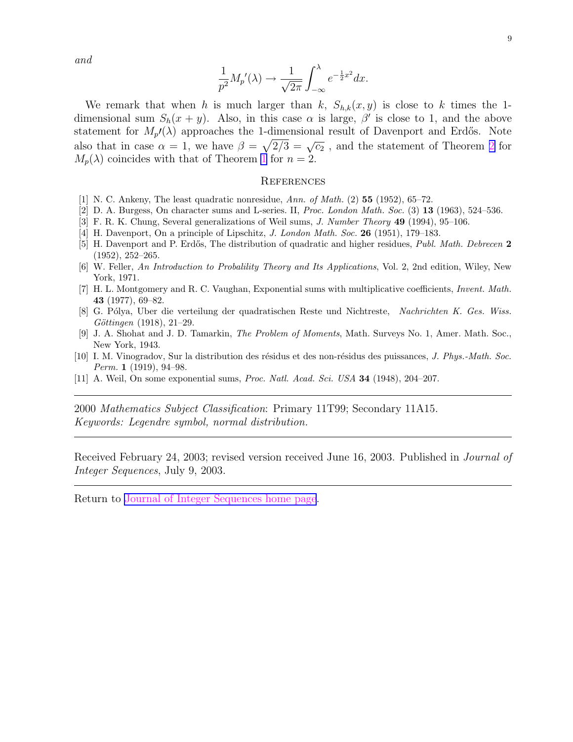*and*

$$\frac{1}{p^2} M_p{}'(\lambda) \to \frac{1}{\sqrt{2\pi}} \int_{-\infty}^{\lambda} e^{-\frac{1}{2}x^2} dx.$$

We remark that when $h$ is much larger than $k$, $S_{h,k}(x,y)$ is close to $k$ times the 1-dimensional sum $S_h(x+y)$. Also, in this case $\alpha$ is large, $\beta'$ is close to 1, and the above statement for $M_p\prime(\lambda)$ approaches the 1-dimensional result of Davenport and Erdős. Note also that in case $\alpha = 1$, we have $\beta = \sqrt{2/3} = \sqrt{c_2}$ , and the statement of Theorem 2 for $M_p(\lambda)$ coincides with that of Theorem 1 for $n = 2$.

## References

[1] N. C. Ankeny, The least quadratic nonresidue, *Ann. of Math.* (2) **55** (1952), 65–72.

[2] D. A. Burgess, On character sums and L-series. II, *Proc. London Math. Soc.* (3) **13** (1963), 524–536.

[3] F. R. K. Chung, Several generalizations of Weil sums, *J. Number Theory* **49** (1994), 95–106.

[4] H. Davenport, On a principle of Lipschitz, *J. London Math. Soc.* **26** (1951), 179–183.

[5] H. Davenport and P. Erdős, The distribution of quadratic and higher residues, *Publ. Math. Debrecen* **2** (1952), 252–265.

[6] W. Feller, *An Introduction to Probalility Theory and Its Applications*, Vol. 2, 2nd edition, Wiley, New York, 1971.

[7] H. L. Montgomery and R. C. Vaughan, Exponential sums with multiplicative coefficients, *Invent. Math.* **43** (1977), 69–82.

[8] G. Pólya, Uber die verteilung der quadratischen Reste und Nichtreste, *Nachrichten K. Ges. Wiss. Göttingen* (1918), 21–29.

[9] J. A. Shohat and J. D. Tamarkin, *The Problem of Moments*, Math. Surveys No. 1, Amer. Math. Soc., New York, 1943.

[10] I. M. Vinogradov, Sur la distribution des résidus et des non-résidus des puissances, *J. Phys.-Math. Soc. Perm.* **1** (1919), 94–98.

[11] A. Weil, On some exponential sums, *Proc. Natl. Acad. Sci. USA* **34** (1948), 204–207.

---

2000 *Mathematics Subject Classification*: Primary 11T99; Secondary 11A15.
*Keywords: Legendre symbol, normal distribution.*

---

Received February 24, 2003; revised version received June 16, 2003. Published in *Journal of Integer Sequences*, July 9, 2003.

---

Return to Journal of Integer Sequences home page.